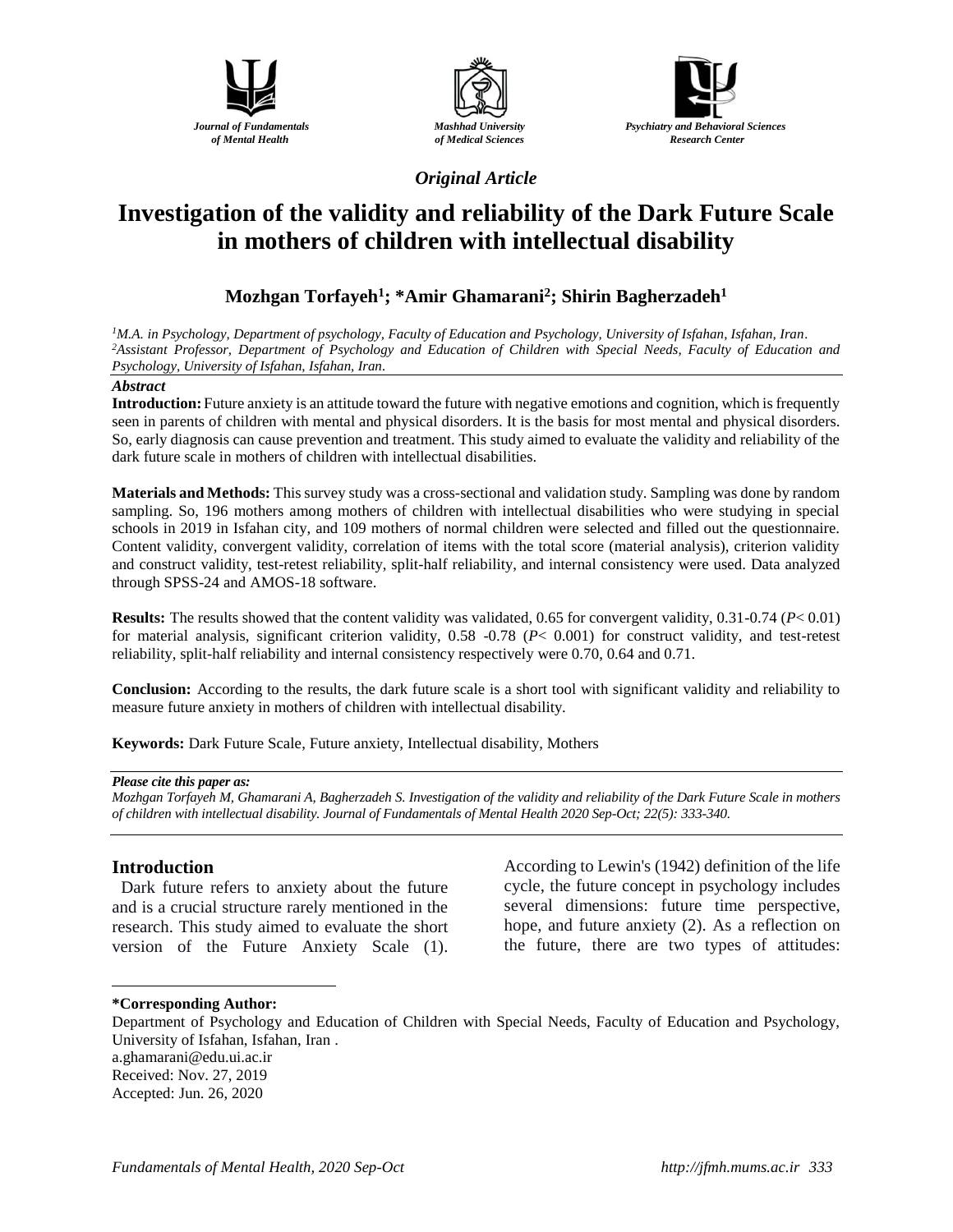Journal of Fundamentals of Mental Health

Mashhad University of Medical Sciences

Psychiatry and Behavioral Sciences Research Center

*Original Article*

# Investigation of the validity and reliability of the Dark Future Scale in mothers of children with intellectual disability

**Mozhgan Torfayeh[1]; *Amir Ghamarani[2]; Shirin Bagherzadeh[1]**

*[1]M.A. in Psychology, Department of psychology, Faculty of Education and Psychology, University of Isfahan, Isfahan, Iran.*
*[2]Assistant Professor, Department of Psychology and Education of Children with Special Needs, Faculty of Education and Psychology, University of Isfahan, Isfahan, Iran.*

***Abstract***

**Introduction:** Future anxiety is an attitude toward the future with negative emotions and cognition, which is frequently seen in parents of children with mental and physical disorders. It is the basis for most mental and physical disorders. So, early diagnosis can cause prevention and treatment. This study aimed to evaluate the validity and reliability of the dark future scale in mothers of children with intellectual disabilities.

**Materials and Methods:** This survey study was a cross-sectional and validation study. Sampling was done by random sampling. So, 196 mothers among mothers of children with intellectual disabilities who were studying in special schools in 2019 in Isfahan city, and 109 mothers of normal children were selected and filled out the questionnaire. Content validity, convergent validity, correlation of items with the total score (material analysis), criterion validity and construct validity, test-retest reliability, split-half reliability, and internal consistency were used. Data analyzed through SPSS-24 and AMOS-18 software.

**Results:** The results showed that the content validity was validated, 0.65 for convergent validity, 0.31-0.74 ($P< 0.01$) for material analysis, significant criterion validity, 0.58 -0.78 ($P< 0.001$) for construct validity, and test-retest reliability, split-half reliability and internal consistency respectively were 0.70, 0.64 and 0.71.

**Conclusion:** According to the results, the dark future scale is a short tool with significant validity and reliability to measure future anxiety in mothers of children with intellectual disability.

**Keywords:** Dark Future Scale, Future anxiety, Intellectual disability, Mothers

***Please cite this paper as:***
*Mozhgan Torfayeh M, Ghamarani A, Bagherzadeh S. Investigation of the validity and reliability of the Dark Future Scale in mothers of children with intellectual disability. Journal of Fundamentals of Mental Health 2020 Sep-Oct; 22(5): 333-340.*

## Introduction

Dark future refers to anxiety about the future and is a crucial structure rarely mentioned in the research. This study aimed to evaluate the short version of the Future Anxiety Scale (1). According to Lewin's (1942) definition of the life cycle, the future concept in psychology includes several dimensions: future time perspective, hope, and future anxiety (2). As a reflection on the future, there are two types of attitudes:

**\*Corresponding Author:**
Department of Psychology and Education of Children with Special Needs, Faculty of Education and Psychology, University of Isfahan, Isfahan, Iran .
a.ghamarani@edu.ui.ac.ir
Received: Nov. 27, 2019
Accepted: Jun. 26, 2020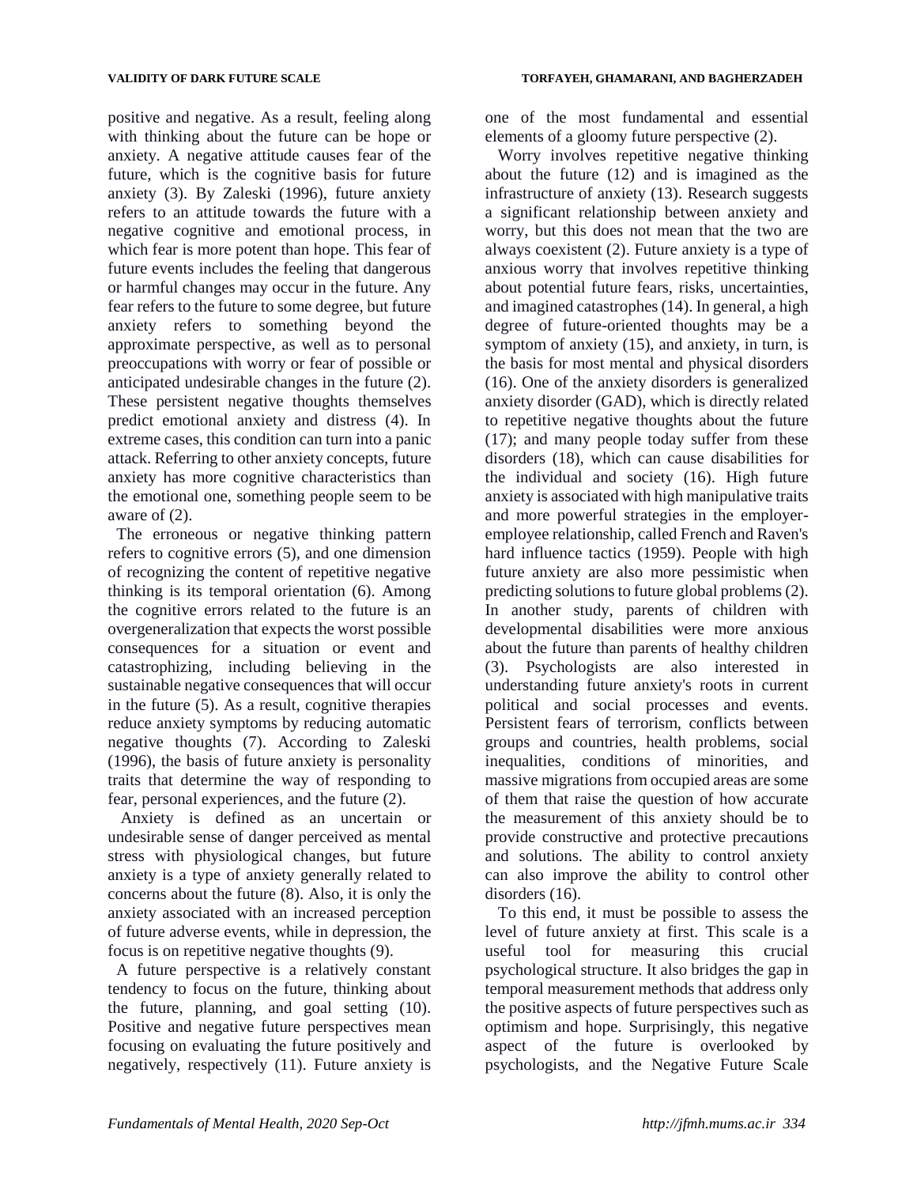positive and negative. As a result, feeling along with thinking about the future can be hope or anxiety. A negative attitude causes fear of the future, which is the cognitive basis for future anxiety (3). By Zaleski (1996), future anxiety refers to an attitude towards the future with a negative cognitive and emotional process, in which fear is more potent than hope. This fear of future events includes the feeling that dangerous or harmful changes may occur in the future. Any fear refers to the future to some degree, but future anxiety refers to something beyond the approximate perspective, as well as to personal preoccupations with worry or fear of possible or anticipated undesirable changes in the future (2). These persistent negative thoughts themselves predict emotional anxiety and distress (4). In extreme cases, this condition can turn into a panic attack. Referring to other anxiety concepts, future anxiety has more cognitive characteristics than the emotional one, something people seem to be aware of (2).

The erroneous or negative thinking pattern refers to cognitive errors (5), and one dimension of recognizing the content of repetitive negative thinking is its temporal orientation (6). Among the cognitive errors related to the future is an overgeneralization that expects the worst possible consequences for a situation or event and catastrophizing, including believing in the sustainable negative consequences that will occur in the future (5). As a result, cognitive therapies reduce anxiety symptoms by reducing automatic negative thoughts (7). According to Zaleski (1996), the basis of future anxiety is personality traits that determine the way of responding to fear, personal experiences, and the future (2).

Anxiety is defined as an uncertain or undesirable sense of danger perceived as mental stress with physiological changes, but future anxiety is a type of anxiety generally related to concerns about the future (8). Also, it is only the anxiety associated with an increased perception of future adverse events, while in depression, the focus is on repetitive negative thoughts (9).

A future perspective is a relatively constant tendency to focus on the future, thinking about the future, planning, and goal setting (10). Positive and negative future perspectives mean focusing on evaluating the future positively and negatively, respectively (11). Future anxiety is one of the most fundamental and essential elements of a gloomy future perspective (2).

Worry involves repetitive negative thinking about the future (12) and is imagined as the infrastructure of anxiety (13). Research suggests a significant relationship between anxiety and worry, but this does not mean that the two are always coexistent (2). Future anxiety is a type of anxious worry that involves repetitive thinking about potential future fears, risks, uncertainties, and imagined catastrophes (14). In general, a high degree of future-oriented thoughts may be a symptom of anxiety (15), and anxiety, in turn, is the basis for most mental and physical disorders (16). One of the anxiety disorders is generalized anxiety disorder (GAD), which is directly related to repetitive negative thoughts about the future (17); and many people today suffer from these disorders (18), which can cause disabilities for the individual and society (16). High future anxiety is associated with high manipulative traits and more powerful strategies in the employer-employee relationship, called French and Raven's hard influence tactics (1959). People with high future anxiety are also more pessimistic when predicting solutions to future global problems (2). In another study, parents of children with developmental disabilities were more anxious about the future than parents of healthy children (3). Psychologists are also interested in understanding future anxiety's roots in current political and social processes and events. Persistent fears of terrorism, conflicts between groups and countries, health problems, social inequalities, conditions of minorities, and massive migrations from occupied areas are some of them that raise the question of how accurate the measurement of this anxiety should be to provide constructive and protective precautions and solutions. The ability to control anxiety can also improve the ability to control other disorders (16).

To this end, it must be possible to assess the level of future anxiety at first. This scale is a useful tool for measuring this crucial psychological structure. It also bridges the gap in temporal measurement methods that address only the positive aspects of future perspectives such as optimism and hope. Surprisingly, this negative aspect of the future is overlooked by psychologists, and the Negative Future Scale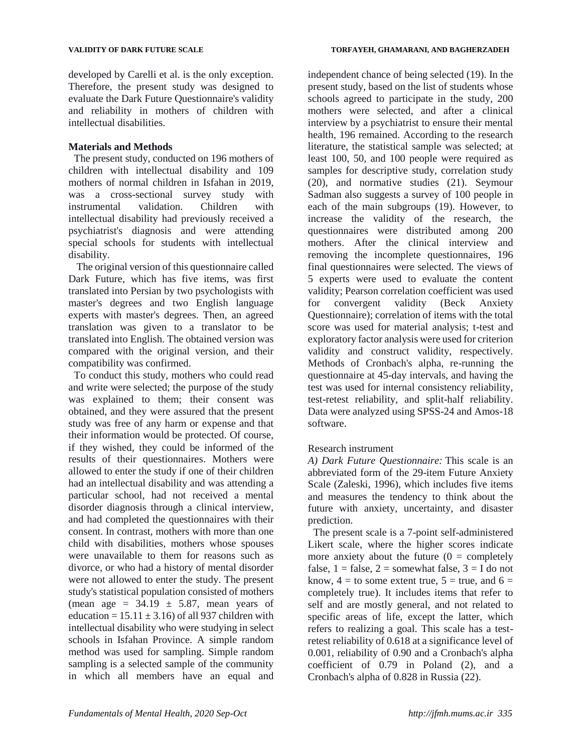developed by Carelli et al. is the only exception. Therefore, the present study was designed to evaluate the Dark Future Questionnaire's validity and reliability in mothers of children with intellectual disabilities.

## Materials and Methods

The present study, conducted on 196 mothers of children with intellectual disability and 109 mothers of normal children in Isfahan in 2019, was a cross-sectional survey study with instrumental validation. Children with intellectual disability had previously received a psychiatrist's diagnosis and were attending special schools for students with intellectual disability.

The original version of this questionnaire called Dark Future, which has five items, was first translated into Persian by two psychologists with master's degrees and two English language experts with master's degrees. Then, an agreed translation was given to a translator to be translated into English. The obtained version was compared with the original version, and their compatibility was confirmed.

To conduct this study, mothers who could read and write were selected; the purpose of the study was explained to them; their consent was obtained, and they were assured that the present study was free of any harm or expense and that their information would be protected. Of course, if they wished, they could be informed of the results of their questionnaires. Mothers were allowed to enter the study if one of their children had an intellectual disability and was attending a particular school, had not received a mental disorder diagnosis through a clinical interview, and had completed the questionnaires with their consent. In contrast, mothers with more than one child with disabilities, mothers whose spouses were unavailable to them for reasons such as divorce, or who had a history of mental disorder were not allowed to enter the study. The present study's statistical population consisted of mothers (mean age = 34.19 ± 5.87, mean years of education = 15.11 ± 3.16) of all 937 children with intellectual disability who were studying in select schools in Isfahan Province. A simple random method was used for sampling. Simple random sampling is a selected sample of the community in which all members have an equal and independent chance of being selected (19). In the present study, based on the list of students whose schools agreed to participate in the study, 200 mothers were selected, and after a clinical interview by a psychiatrist to ensure their mental health, 196 remained. According to the research literature, the statistical sample was selected; at least 100, 50, and 100 people were required as samples for descriptive study, correlation study (20), and normative studies (21). Seymour Sadman also suggests a survey of 100 people in each of the main subgroups (19). However, to increase the validity of the research, the questionnaires were distributed among 200 mothers. After the clinical interview and removing the incomplete questionnaires, 196 final questionnaires were selected. The views of 5 experts were used to evaluate the content validity; Pearson correlation coefficient was used for convergent validity (Beck Anxiety Questionnaire); correlation of items with the total score was used for material analysis; t-test and exploratory factor analysis were used for criterion validity and construct validity, respectively. Methods of Cronbach's alpha, re-running the questionnaire at 45-day intervals, and having the test was used for internal consistency reliability, test-retest reliability, and split-half reliability. Data were analyzed using SPSS-24 and Amos-18 software.

Research instrument

*A) Dark Future Questionnaire:* This scale is an abbreviated form of the 29-item Future Anxiety Scale (Zaleski, 1996), which includes five items and measures the tendency to think about the future with anxiety, uncertainty, and disaster prediction.

The present scale is a 7-point self-administered Likert scale, where the higher scores indicate more anxiety about the future (0 = completely false, 1 = false, 2 = somewhat false, 3 = I do not know, 4 = to some extent true, 5 = true, and 6 = completely true). It includes items that refer to self and are mostly general, and not related to specific areas of life, except the latter, which refers to realizing a goal. This scale has a test-retest reliability of 0.618 at a significance level of 0.001, reliability of 0.90 and a Cronbach's alpha coefficient of 0.79 in Poland (2), and a Cronbach's alpha of 0.828 in Russia (22).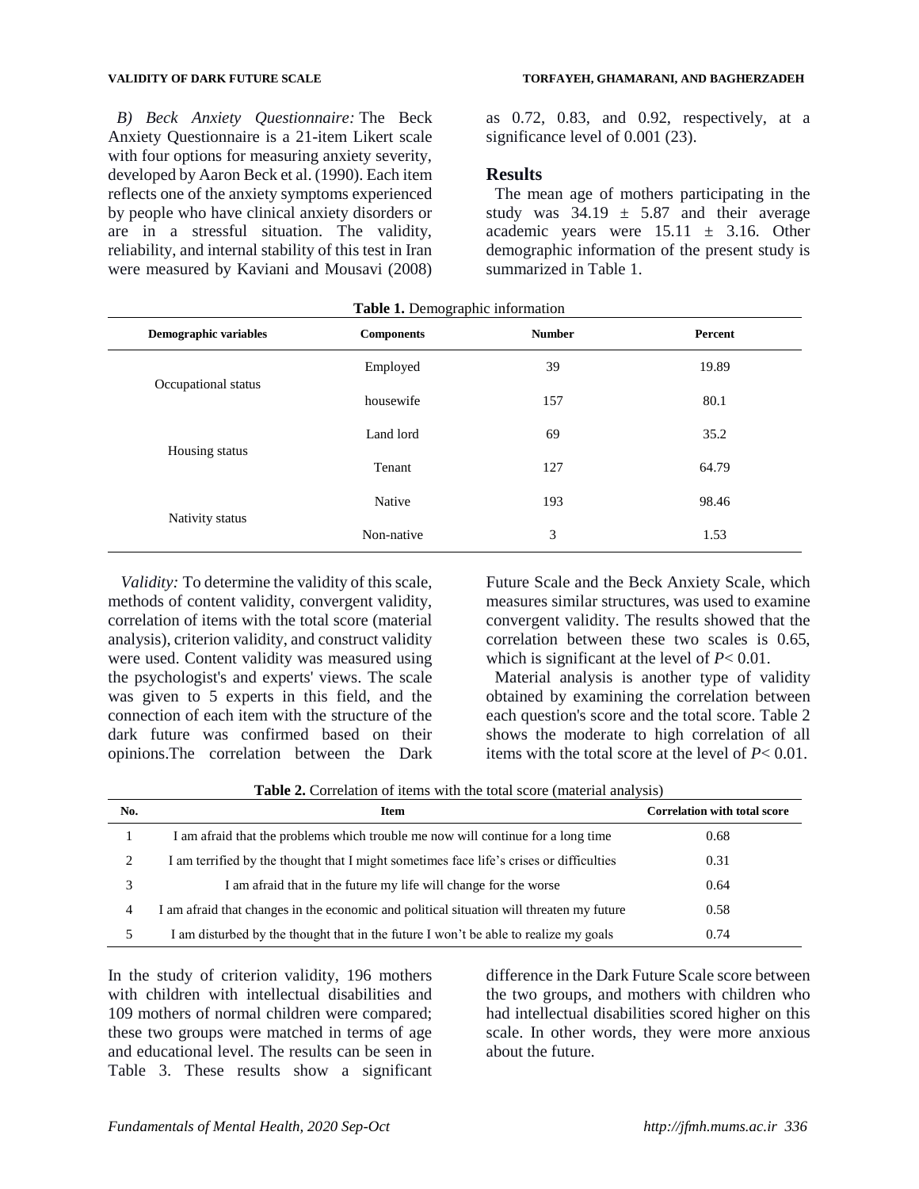*B) Beck Anxiety Questionnaire:* The Beck Anxiety Questionnaire is a 21-item Likert scale with four options for measuring anxiety severity, developed by Aaron Beck et al. (1990). Each item reflects one of the anxiety symptoms experienced by people who have clinical anxiety disorders or are in a stressful situation. The validity, reliability, and internal stability of this test in Iran were measured by Kaviani and Mousavi (2008) as 0.72, 0.83, and 0.92, respectively, at a significance level of 0.001 (23).

## Results

The mean age of mothers participating in the study was $34.19 \pm 5.87$ and their average academic years were $15.11 \pm 3.16$. Other demographic information of the present study is summarized in Table 1.

**Table 1.** Demographic information

| Demographic variables | Components | Number | Percent |
|---|---|---|---|
| Occupational status | Employed | 39 | 19.89 |
| | housewife | 157 | 80.1 |
| Housing status | Land lord | 69 | 35.2 |
| | Tenant | 127 | 64.79 |
| Nativity status | Native | 193 | 98.46 |
| | Non-native | 3 | 1.53 |

*Validity:* To determine the validity of this scale, methods of content validity, convergent validity, correlation of items with the total score (material analysis), criterion validity, and construct validity were used. Content validity was measured using the psychologist's and experts' views. The scale was given to 5 experts in this field, and the connection of each item with the structure of the dark future was confirmed based on their opinions.The correlation between the Dark Future Scale and the Beck Anxiety Scale, which measures similar structures, was used to examine convergent validity. The results showed that the correlation between these two scales is 0.65, which is significant at the level of $P < 0.01$.

Material analysis is another type of validity obtained by examining the correlation between each question's score and the total score. Table 2 shows the moderate to high correlation of all items with the total score at the level of $P < 0.01$.

**Table 2.** Correlation of items with the total score (material analysis)

| No. | Item | Correlation with total score |
|---|---|---|
| 1 | I am afraid that the problems which trouble me now will continue for a long time | 0.68 |
| 2 | I am terrified by the thought that I might sometimes face life's crises or difficulties | 0.31 |
| 3 | I am afraid that in the future my life will change for the worse | 0.64 |
| 4 | I am afraid that changes in the economic and political situation will threaten my future | 0.58 |
| 5 | I am disturbed by the thought that in the future I won't be able to realize my goals | 0.74 |

In the study of criterion validity, 196 mothers with children with intellectual disabilities and 109 mothers of normal children were compared; these two groups were matched in terms of age and educational level. The results can be seen in Table 3. These results show a significant difference in the Dark Future Scale score between the two groups, and mothers with children who had intellectual disabilities scored higher on this scale. In other words, they were more anxious about the future.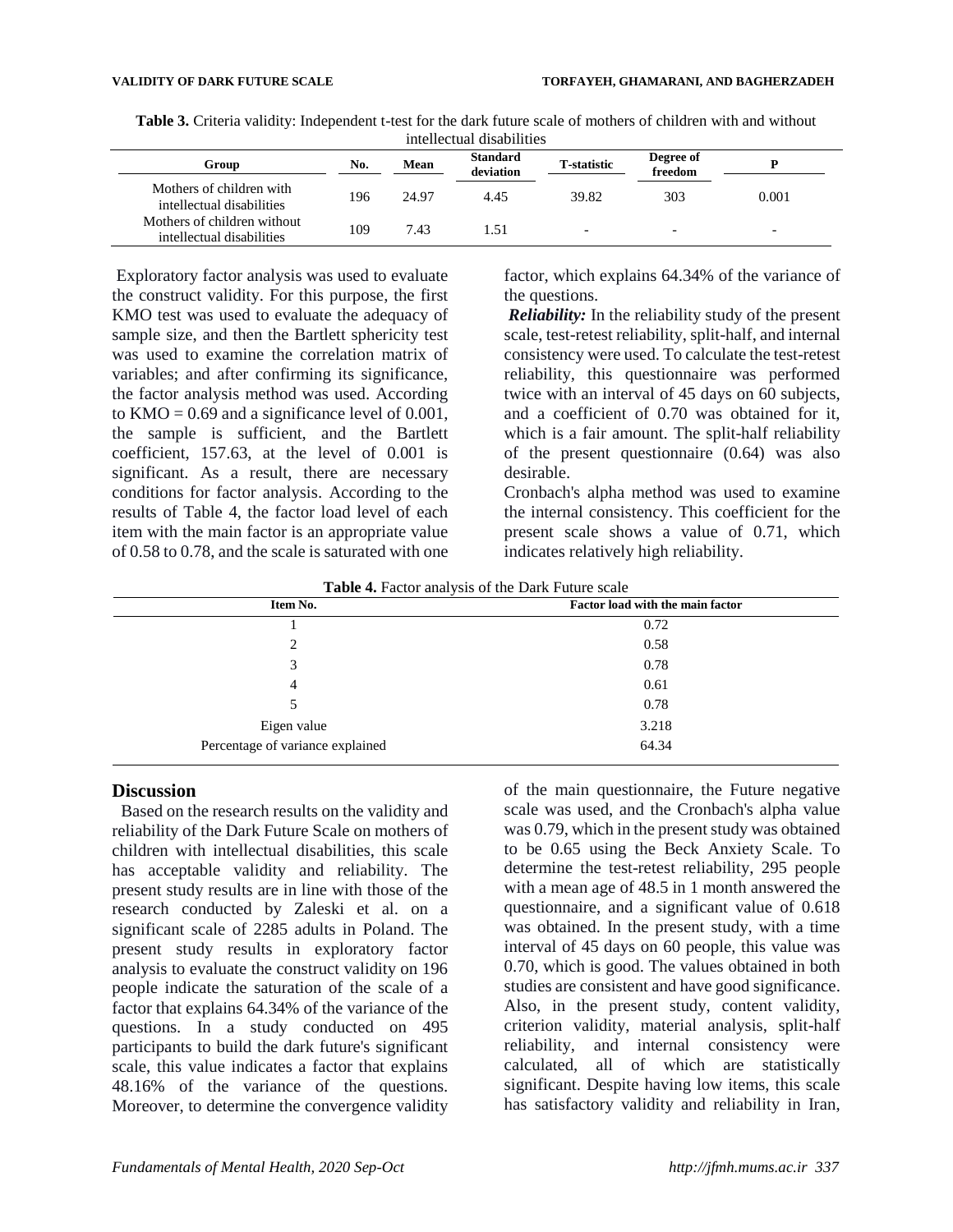**Table 3.** Criteria validity: Independent t-test for the dark future scale of mothers of children with and without intellectual disabilities

| Group | No. | Mean | Standard deviation | T-statistic | Degree of freedom | P |
|---|---|---|---|---|---|---|
| Mothers of children with intellectual disabilities | 196 | 24.97 | 4.45 | 39.82 | 303 | 0.001 |
| Mothers of children without intellectual disabilities | 109 | 7.43 | 1.51 | - | - | - |

Exploratory factor analysis was used to evaluate the construct validity. For this purpose, the first KMO test was used to evaluate the adequacy of sample size, and then the Bartlett sphericity test was used to examine the correlation matrix of variables; and after confirming its significance, the factor analysis method was used. According to KMO = 0.69 and a significance level of 0.001, the sample is sufficient, and the Bartlett coefficient, 157.63, at the level of 0.001 is significant. As a result, there are necessary conditions for factor analysis. According to the results of Table 4, the factor load level of each item with the main factor is an appropriate value of 0.58 to 0.78, and the scale is saturated with one factor, which explains 64.34% of the variance of the questions.

***Reliability:*** In the reliability study of the present scale, test-retest reliability, split-half, and internal consistency were used. To calculate the test-retest reliability, this questionnaire was performed twice with an interval of 45 days on 60 subjects, and a coefficient of 0.70 was obtained for it, which is a fair amount. The split-half reliability of the present questionnaire (0.64) was also desirable.

Cronbach's alpha method was used to examine the internal consistency. This coefficient for the present scale shows a value of 0.71, which indicates relatively high reliability.

**Table 4.** Factor analysis of the Dark Future scale

| Item No. | Factor load with the main factor |
|---|---|
| 1 | 0.72 |
| 2 | 0.58 |
| 3 | 0.78 |
| 4 | 0.61 |
| 5 | 0.78 |
| Eigen value | 3.218 |
| Percentage of variance explained | 64.34 |

## Discussion

Based on the research results on the validity and reliability of the Dark Future Scale on mothers of children with intellectual disabilities, this scale has acceptable validity and reliability. The present study results are in line with those of the research conducted by Zaleski et al. on a significant scale of 2285 adults in Poland. The present study results in exploratory factor analysis to evaluate the construct validity on 196 people indicate the saturation of the scale of a factor that explains 64.34% of the variance of the questions. In a study conducted on 495 participants to build the dark future's significant scale, this value indicates a factor that explains 48.16% of the variance of the questions. Moreover, to determine the convergence validity of the main questionnaire, the Future negative scale was used, and the Cronbach's alpha value was 0.79, which in the present study was obtained to be 0.65 using the Beck Anxiety Scale. To determine the test-retest reliability, 295 people with a mean age of 48.5 in 1 month answered the questionnaire, and a significant value of 0.618 was obtained. In the present study, with a time interval of 45 days on 60 people, this value was 0.70, which is good. The values obtained in both studies are consistent and have good significance. Also, in the present study, content validity, criterion validity, material analysis, split-half reliability, and internal consistency were calculated, all of which are statistically significant. Despite having low items, this scale has satisfactory validity and reliability in Iran,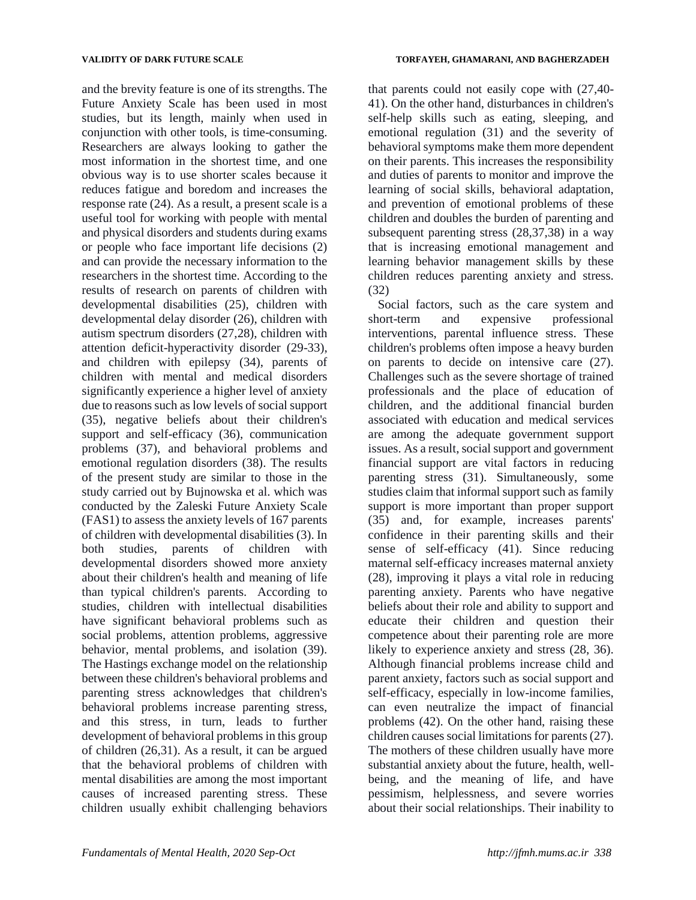and the brevity feature is one of its strengths. The Future Anxiety Scale has been used in most studies, but its length, mainly when used in conjunction with other tools, is time-consuming. Researchers are always looking to gather the most information in the shortest time, and one obvious way is to use shorter scales because it reduces fatigue and boredom and increases the response rate (24). As a result, a present scale is a useful tool for working with people with mental and physical disorders and students during exams or people who face important life decisions (2) and can provide the necessary information to the researchers in the shortest time. According to the results of research on parents of children with developmental disabilities (25), children with developmental delay disorder (26), children with autism spectrum disorders (27,28), children with attention deficit-hyperactivity disorder (29-33), and children with epilepsy (34), parents of children with mental and medical disorders significantly experience a higher level of anxiety due to reasons such as low levels of social support (35), negative beliefs about their children's support and self-efficacy (36), communication problems (37), and behavioral problems and emotional regulation disorders (38). The results of the present study are similar to those in the study carried out by Bujnowska et al. which was conducted by the Zaleski Future Anxiety Scale (FAS1) to assess the anxiety levels of 167 parents of children with developmental disabilities (3). In both studies, parents of children with developmental disorders showed more anxiety about their children's health and meaning of life than typical children's parents. According to studies, children with intellectual disabilities have significant behavioral problems such as social problems, attention problems, aggressive behavior, mental problems, and isolation (39). The Hastings exchange model on the relationship between these children's behavioral problems and parenting stress acknowledges that children's behavioral problems increase parenting stress, and this stress, in turn, leads to further development of behavioral problems in this group of children (26,31). As a result, it can be argued that the behavioral problems of children with mental disabilities are among the most important causes of increased parenting stress. These children usually exhibit challenging behaviors that parents could not easily cope with (27,40-41). On the other hand, disturbances in children's self-help skills such as eating, sleeping, and emotional regulation (31) and the severity of behavioral symptoms make them more dependent on their parents. This increases the responsibility and duties of parents to monitor and improve the learning of social skills, behavioral adaptation, and prevention of emotional problems of these children and doubles the burden of parenting and subsequent parenting stress (28,37,38) in a way that is increasing emotional management and learning behavior management skills by these children reduces parenting anxiety and stress. (32)

Social factors, such as the care system and short-term and expensive professional interventions, parental influence stress. These children's problems often impose a heavy burden on parents to decide on intensive care (27). Challenges such as the severe shortage of trained professionals and the place of education of children, and the additional financial burden associated with education and medical services are among the adequate government support issues. As a result, social support and government financial support are vital factors in reducing parenting stress (31). Simultaneously, some studies claim that informal support such as family support is more important than proper support (35) and, for example, increases parents' confidence in their parenting skills and their sense of self-efficacy (41). Since reducing maternal self-efficacy increases maternal anxiety (28), improving it plays a vital role in reducing parenting anxiety. Parents who have negative beliefs about their role and ability to support and educate their children and question their competence about their parenting role are more likely to experience anxiety and stress (28, 36). Although financial problems increase child and parent anxiety, factors such as social support and self-efficacy, especially in low-income families, can even neutralize the impact of financial problems (42). On the other hand, raising these children causes social limitations for parents (27). The mothers of these children usually have more substantial anxiety about the future, health, well-being, and the meaning of life, and have pessimism, helplessness, and severe worries about their social relationships. Their inability to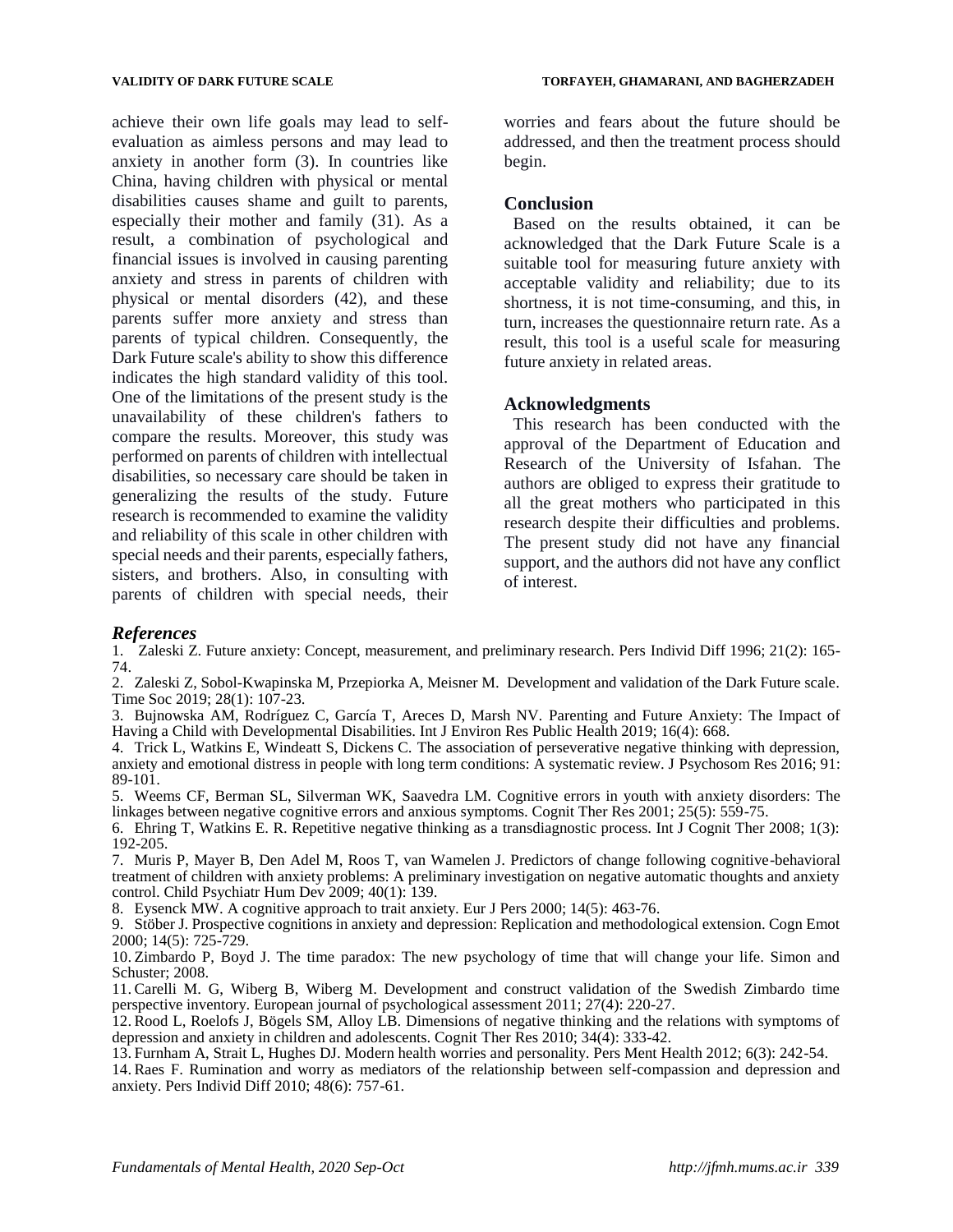achieve their own life goals may lead to self-evaluation as aimless persons and may lead to anxiety in another form (3). In countries like China, having children with physical or mental disabilities causes shame and guilt to parents, especially their mother and family (31). As a result, a combination of psychological and financial issues is involved in causing parenting anxiety and stress in parents of children with physical or mental disorders (42), and these parents suffer more anxiety and stress than parents of typical children. Consequently, the Dark Future scale's ability to show this difference indicates the high standard validity of this tool. One of the limitations of the present study is the unavailability of these children's fathers to compare the results. Moreover, this study was performed on parents of children with intellectual disabilities, so necessary care should be taken in generalizing the results of the study. Future research is recommended to examine the validity and reliability of this scale in other children with special needs and their parents, especially fathers, sisters, and brothers. Also, in consulting with parents of children with special needs, their worries and fears about the future should be addressed, and then the treatment process should begin.

## Conclusion

Based on the results obtained, it can be acknowledged that the Dark Future Scale is a suitable tool for measuring future anxiety with acceptable validity and reliability; due to its shortness, it is not time-consuming, and this, in turn, increases the questionnaire return rate. As a result, this tool is a useful scale for measuring future anxiety in related areas.

## Acknowledgments

This research has been conducted with the approval of the Department of Education and Research of the University of Isfahan. The authors are obliged to express their gratitude to all the great mothers who participated in this research despite their difficulties and problems. The present study did not have any financial support, and the authors did not have any conflict of interest.

## *References*

1. Zaleski Z. Future anxiety: Concept, measurement, and preliminary research. Pers Individ Diff 1996; 21(2): 165-74.
2. Zaleski Z, Sobol-Kwapinska M, Przepiorka A, Meisner M. Development and validation of the Dark Future scale. Time Soc 2019; 28(1): 107-23.
3. Bujnowska AM, Rodríguez C, García T, Areces D, Marsh NV. Parenting and Future Anxiety: The Impact of Having a Child with Developmental Disabilities. Int J Environ Res Public Health 2019; 16(4): 668.
4. Trick L, Watkins E, Windeatt S, Dickens C. The association of perseverative negative thinking with depression, anxiety and emotional distress in people with long term conditions: A systematic review. J Psychosom Res 2016; 91: 89-101.
5. Weems CF, Berman SL, Silverman WK, Saavedra LM. Cognitive errors in youth with anxiety disorders: The linkages between negative cognitive errors and anxious symptoms. Cognit Ther Res 2001; 25(5): 559-75.
6. Ehring T, Watkins E. R. Repetitive negative thinking as a transdiagnostic process. Int J Cognit Ther 2008; 1(3): 192-205.
7. Muris P, Mayer B, Den Adel M, Roos T, van Wamelen J. Predictors of change following cognitive-behavioral treatment of children with anxiety problems: A preliminary investigation on negative automatic thoughts and anxiety control. Child Psychiatr Hum Dev 2009; 40(1): 139.
8. Eysenck MW. A cognitive approach to trait anxiety. Eur J Pers 2000; 14(5): 463-76.
9. Stöber J. Prospective cognitions in anxiety and depression: Replication and methodological extension. Cogn Emot 2000; 14(5): 725-729.
10. Zimbardo P, Boyd J. The time paradox: The new psychology of time that will change your life. Simon and Schuster; 2008.
11. Carelli M. G, Wiberg B, Wiberg M. Development and construct validation of the Swedish Zimbardo time perspective inventory. European journal of psychological assessment 2011; 27(4): 220-27.
12. Rood L, Roelofs J, Bögels SM, Alloy LB. Dimensions of negative thinking and the relations with symptoms of depression and anxiety in children and adolescents. Cognit Ther Res 2010; 34(4): 333-42.
13. Furnham A, Strait L, Hughes DJ. Modern health worries and personality. Pers Ment Health 2012; 6(3): 242-54.
14. Raes F. Rumination and worry as mediators of the relationship between self-compassion and depression and anxiety. Pers Individ Diff 2010; 48(6): 757-61.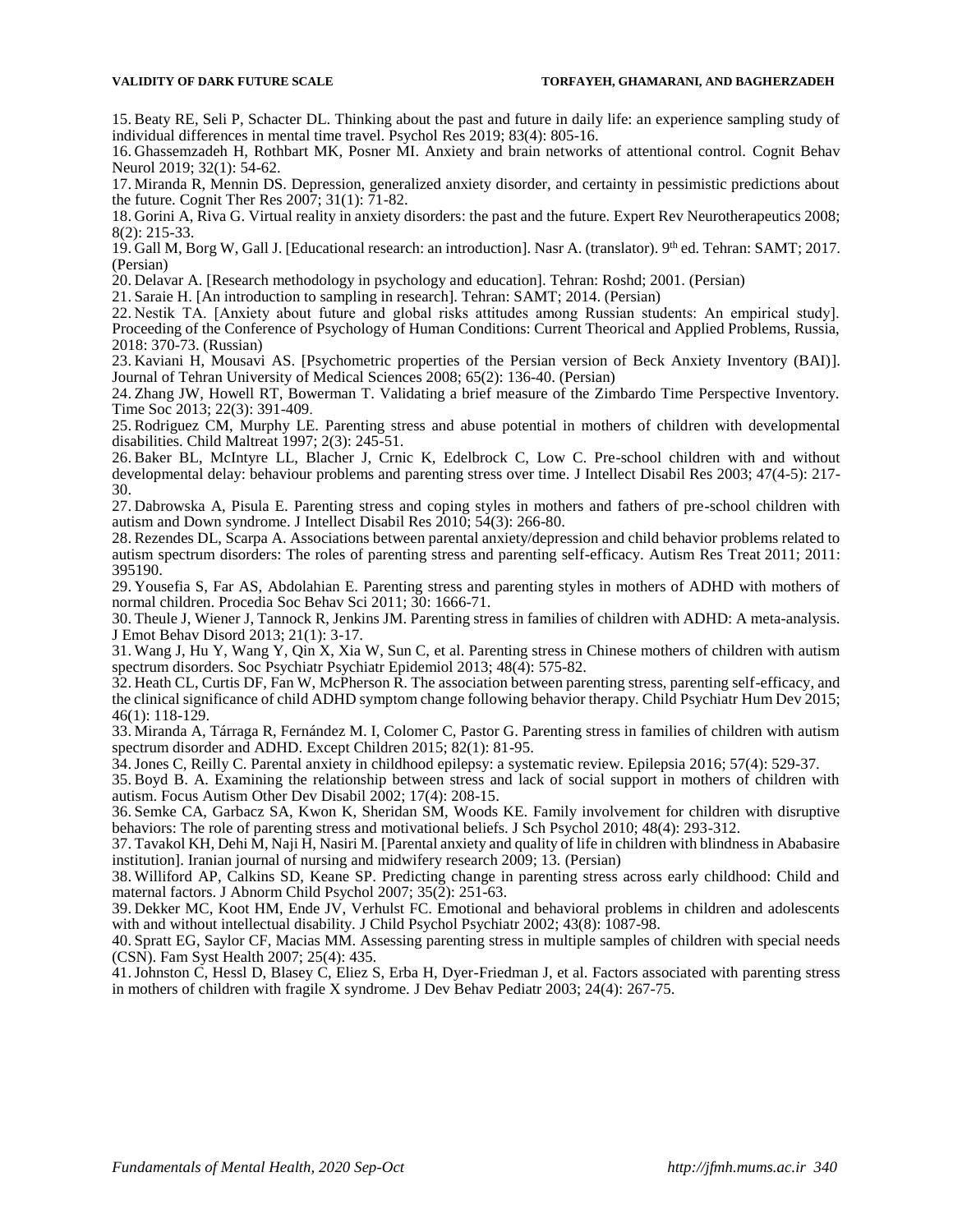15. Beaty RE, Seli P, Schacter DL. Thinking about the past and future in daily life: an experience sampling study of individual differences in mental time travel. Psychol Res 2019; 83(4): 805-16.

16. Ghassemzadeh H, Rothbart MK, Posner MI. Anxiety and brain networks of attentional control. Cognit Behav Neurol 2019; 32(1): 54-62.

17. Miranda R, Mennin DS. Depression, generalized anxiety disorder, and certainty in pessimistic predictions about the future. Cognit Ther Res 2007; 31(1): 71-82.

18. Gorini A, Riva G. Virtual reality in anxiety disorders: the past and the future. Expert Rev Neurotherapeutics 2008; 8(2): 215-33.

19. Gall M, Borg W, Gall J. [Educational research: an introduction]. Nasr A. (translator). 9th ed. Tehran: SAMT; 2017. (Persian)

20. Delavar A. [Research methodology in psychology and education]. Tehran: Roshd; 2001. (Persian)

21. Saraie H. [An introduction to sampling in research]. Tehran: SAMT; 2014. (Persian)

22. Nestik TA. [Anxiety about future and global risks attitudes among Russian students: An empirical study]. Proceeding of the Conference of Psychology of Human Conditions: Current Theorical and Applied Problems, Russia, 2018: 370-73. (Russian)

23. Kaviani H, Mousavi AS. [Psychometric properties of the Persian version of Beck Anxiety Inventory (BAI)]. Journal of Tehran University of Medical Sciences 2008; 65(2): 136-40. (Persian)

24. Zhang JW, Howell RT, Bowerman T. Validating a brief measure of the Zimbardo Time Perspective Inventory. Time Soc 2013; 22(3): 391-409.

25. Rodriguez CM, Murphy LE. Parenting stress and abuse potential in mothers of children with developmental disabilities. Child Maltreat 1997; 2(3): 245-51.

26. Baker BL, McIntyre LL, Blacher J, Crnic K, Edelbrock C, Low C. Pre-school children with and without developmental delay: behaviour problems and parenting stress over time. J Intellect Disabil Res 2003; 47(4-5): 217-30.

27. Dabrowska A, Pisula E. Parenting stress and coping styles in mothers and fathers of pre-school children with autism and Down syndrome. J Intellect Disabil Res 2010; 54(3): 266-80.

28. Rezendes DL, Scarpa A. Associations between parental anxiety/depression and child behavior problems related to autism spectrum disorders: The roles of parenting stress and parenting self-efficacy. Autism Res Treat 2011; 2011: 395190.

29. Yousefia S, Far AS, Abdolahian E. Parenting stress and parenting styles in mothers of ADHD with mothers of normal children. Procedia Soc Behav Sci 2011; 30: 1666-71.

30. Theule J, Wiener J, Tannock R, Jenkins JM. Parenting stress in families of children with ADHD: A meta-analysis. J Emot Behav Disord 2013; 21(1): 3-17.

31. Wang J, Hu Y, Wang Y, Qin X, Xia W, Sun C, et al. Parenting stress in Chinese mothers of children with autism spectrum disorders. Soc Psychiatr Psychiatr Epidemiol 2013; 48(4): 575-82.

32. Heath CL, Curtis DF, Fan W, McPherson R. The association between parenting stress, parenting self-efficacy, and the clinical significance of child ADHD symptom change following behavior therapy. Child Psychiatr Hum Dev 2015; 46(1): 118-129.

33. Miranda A, Tárraga R, Fernández M. I, Colomer C, Pastor G. Parenting stress in families of children with autism spectrum disorder and ADHD. Except Children 2015; 82(1): 81-95.

34. Jones C, Reilly C. Parental anxiety in childhood epilepsy: a systematic review. Epilepsia 2016; 57(4): 529-37.

35. Boyd B. A. Examining the relationship between stress and lack of social support in mothers of children with autism. Focus Autism Other Dev Disabil 2002; 17(4): 208-15.

36. Semke CA, Garbacz SA, Kwon K, Sheridan SM, Woods KE. Family involvement for children with disruptive behaviors: The role of parenting stress and motivational beliefs. J Sch Psychol 2010; 48(4): 293-312.

37. Tavakol KH, Dehi M, Naji H, Nasiri M. [Parental anxiety and quality of life in children with blindness in Ababasire institution]. Iranian journal of nursing and midwifery research 2009; 13. (Persian)

38. Williford AP, Calkins SD, Keane SP. Predicting change in parenting stress across early childhood: Child and maternal factors. J Abnorm Child Psychol 2007; 35(2): 251-63.

39. Dekker MC, Koot HM, Ende JV, Verhulst FC. Emotional and behavioral problems in children and adolescents with and without intellectual disability. J Child Psychol Psychiatr 2002; 43(8): 1087-98.

40. Spratt EG, Saylor CF, Macias MM. Assessing parenting stress in multiple samples of children with special needs (CSN). Fam Syst Health 2007; 25(4): 435.

41. Johnston C, Hessl D, Blasey C, Eliez S, Erba H, Dyer-Friedman J, et al. Factors associated with parenting stress in mothers of children with fragile X syndrome. J Dev Behav Pediatr 2003; 24(4): 267-75.